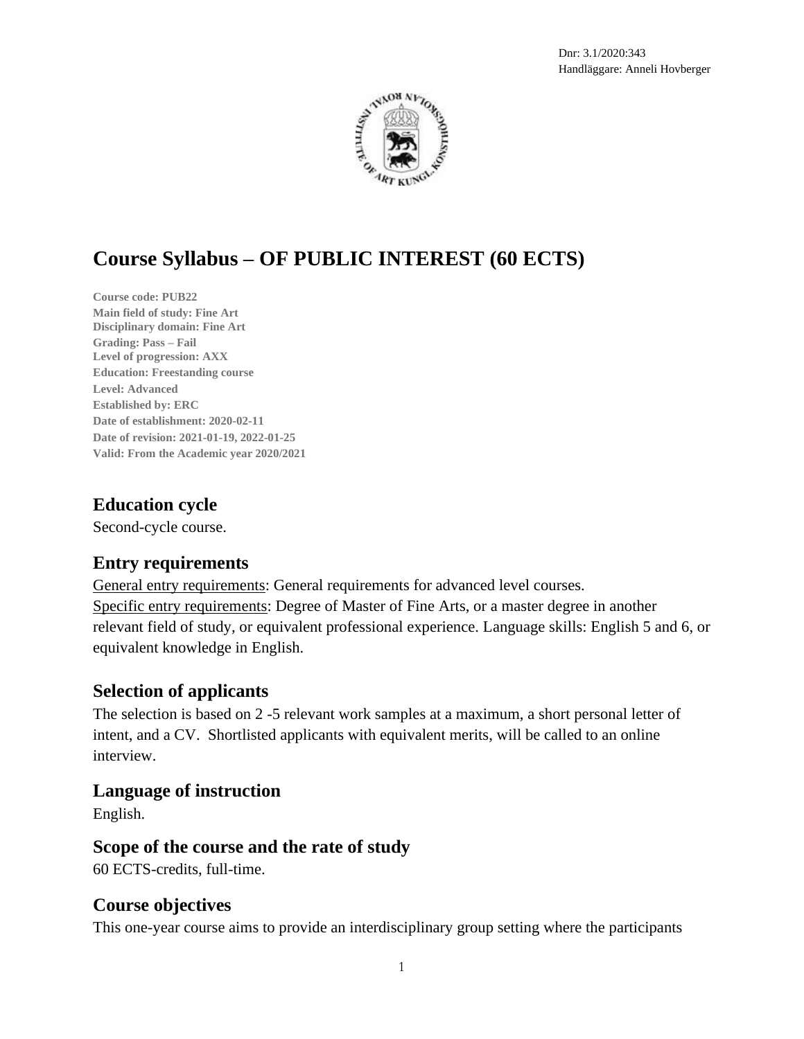Dnr: 3.1/2020:343
Handläggare: Anneli Hovberger

# Course Syllabus – OF PUBLIC INTEREST (60 ECTS)

**Course code: PUB22**
**Main field of study: Fine Art**
**Disciplinary domain: Fine Art**
**Grading: Pass – Fail**
**Level of progression: AXX**
**Education: Freestanding course**
**Level: Advanced**
**Established by: ERC**
**Date of establishment: 2020-02-11**
**Date of revision: 2021-01-19, 2022-01-25**
**Valid: From the Academic year 2020/2021**

## Education cycle

Second-cycle course.

## Entry requirements

General entry requirements: General requirements for advanced level courses.
Specific entry requirements: Degree of Master of Fine Arts, or a master degree in another relevant field of study, or equivalent professional experience. Language skills: English 5 and 6, or equivalent knowledge in English.

## Selection of applicants

The selection is based on 2 -5 relevant work samples at a maximum, a short personal letter of intent, and a CV. Shortlisted applicants with equivalent merits, will be called to an online interview.

## Language of instruction

English.

## Scope of the course and the rate of study

60 ECTS-credits, full-time.

## Course objectives

This one-year course aims to provide an interdisciplinary group setting where the participants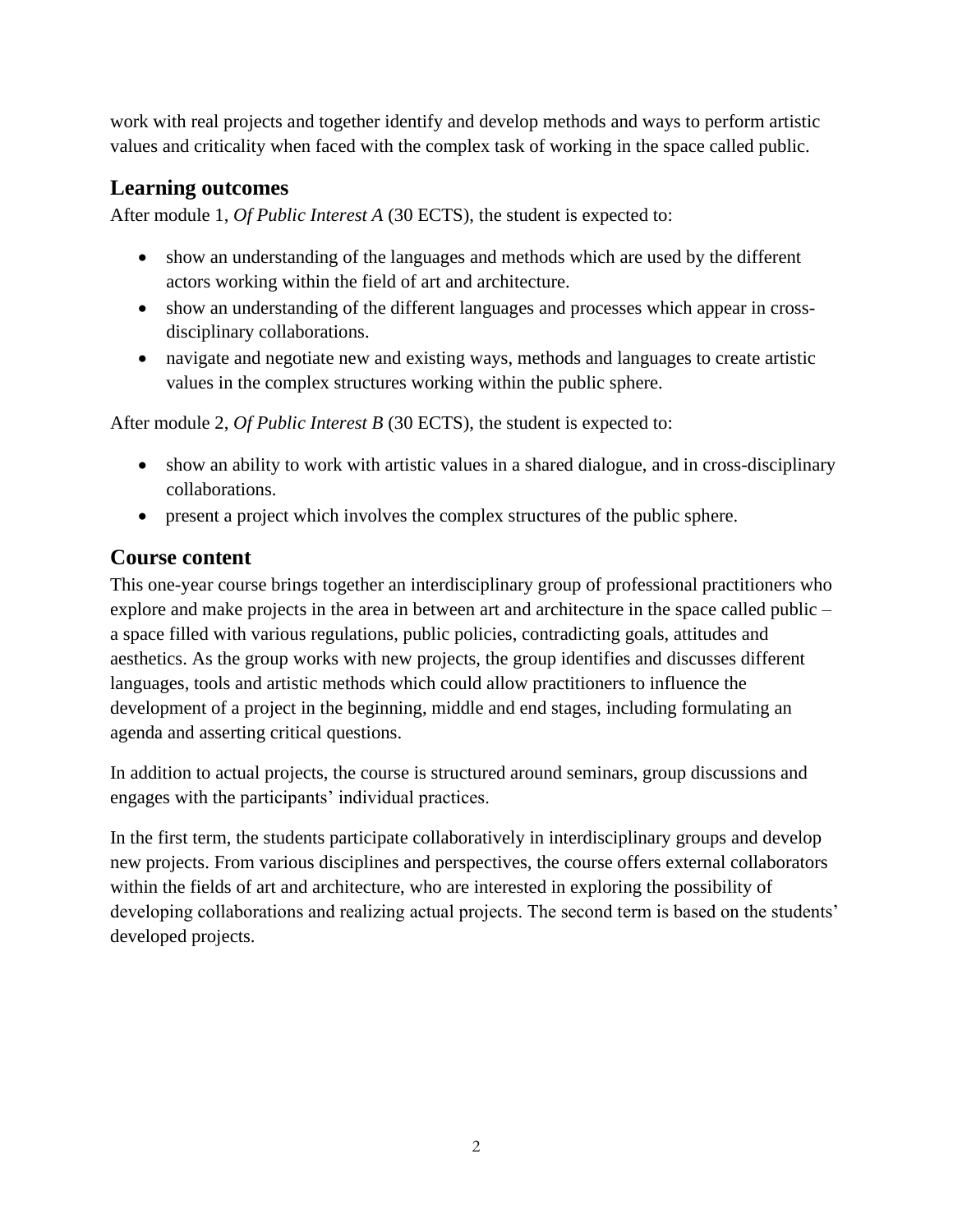work with real projects and together identify and develop methods and ways to perform artistic values and criticality when faced with the complex task of working in the space called public.

## Learning outcomes

After module 1, *Of Public Interest A* (30 ECTS), the student is expected to:

- show an understanding of the languages and methods which are used by the different actors working within the field of art and architecture.
- show an understanding of the different languages and processes which appear in cross-disciplinary collaborations.
- navigate and negotiate new and existing ways, methods and languages to create artistic values in the complex structures working within the public sphere.

After module 2, *Of Public Interest B* (30 ECTS), the student is expected to:

- show an ability to work with artistic values in a shared dialogue, and in cross-disciplinary collaborations.
- present a project which involves the complex structures of the public sphere.

## Course content

This one-year course brings together an interdisciplinary group of professional practitioners who explore and make projects in the area in between art and architecture in the space called public – a space filled with various regulations, public policies, contradicting goals, attitudes and aesthetics. As the group works with new projects, the group identifies and discusses different languages, tools and artistic methods which could allow practitioners to influence the development of a project in the beginning, middle and end stages, including formulating an agenda and asserting critical questions.

In addition to actual projects, the course is structured around seminars, group discussions and engages with the participants' individual practices.

In the first term, the students participate collaboratively in interdisciplinary groups and develop new projects. From various disciplines and perspectives, the course offers external collaborators within the fields of art and architecture, who are interested in exploring the possibility of developing collaborations and realizing actual projects. The second term is based on the students' developed projects.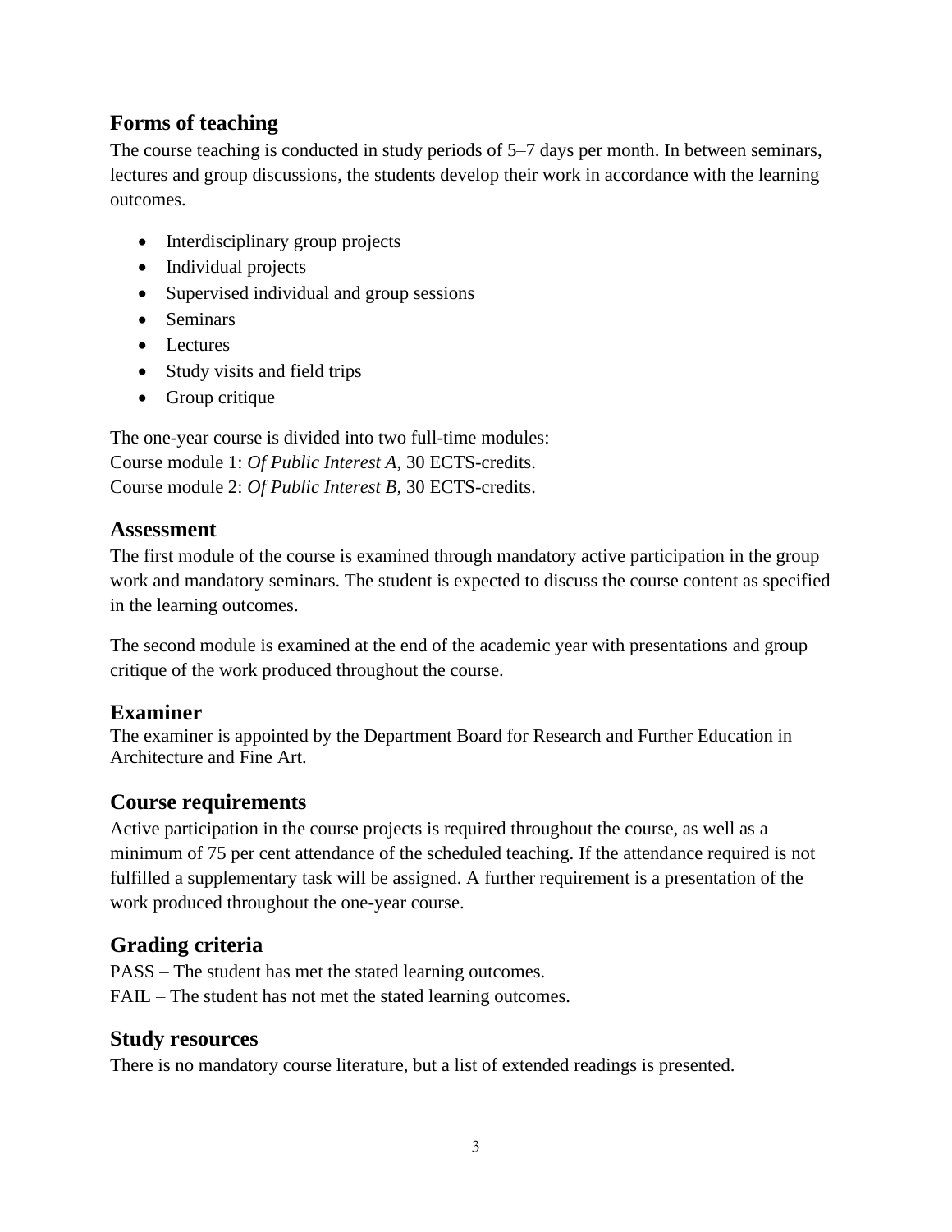## Forms of teaching

The course teaching is conducted in study periods of 5–7 days per month. In between seminars, lectures and group discussions, the students develop their work in accordance with the learning outcomes.

- Interdisciplinary group projects
- Individual projects
- Supervised individual and group sessions
- Seminars
- Lectures
- Study visits and field trips
- Group critique

The one-year course is divided into two full-time modules:
Course module 1: *Of Public Interest A*, 30 ECTS-credits.
Course module 2: *Of Public Interest B*, 30 ECTS-credits.

## Assessment

The first module of the course is examined through mandatory active participation in the group work and mandatory seminars. The student is expected to discuss the course content as specified in the learning outcomes.

The second module is examined at the end of the academic year with presentations and group critique of the work produced throughout the course.

## Examiner

The examiner is appointed by the Department Board for Research and Further Education in Architecture and Fine Art.

## Course requirements

Active participation in the course projects is required throughout the course, as well as a minimum of 75 per cent attendance of the scheduled teaching. If the attendance required is not fulfilled a supplementary task will be assigned. A further requirement is a presentation of the work produced throughout the one-year course.

## Grading criteria

PASS – The student has met the stated learning outcomes.
FAIL – The student has not met the stated learning outcomes.

## Study resources

There is no mandatory course literature, but a list of extended readings is presented.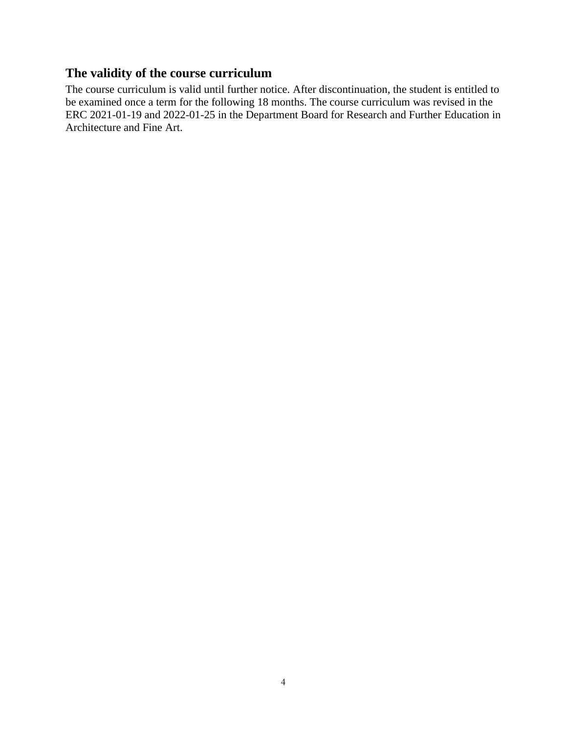## The validity of the course curriculum

The course curriculum is valid until further notice. After discontinuation, the student is entitled to be examined once a term for the following 18 months. The course curriculum was revised in the ERC 2021-01-19 and 2022-01-25 in the Department Board for Research and Further Education in Architecture and Fine Art.